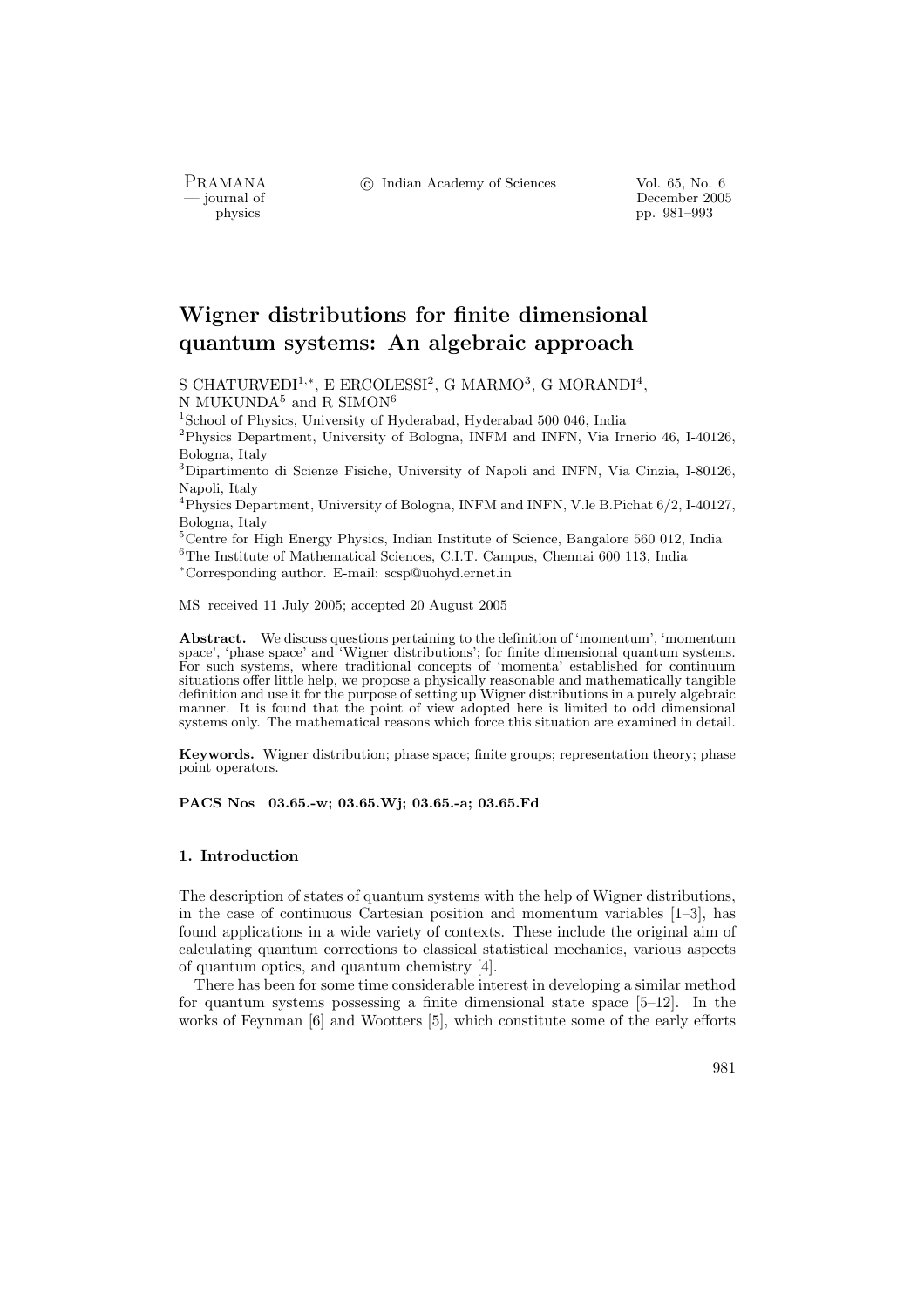# Wigner distributions for finite dimensional quantum systems: An algebraic approach

S CHATURVEDI[1,*], E ERCOLESSI[2], G MARMO[3], G MORANDI[4], N MUKUNDA[5] and R SIMON[6]

[1]School of Physics, University of Hyderabad, Hyderabad 500 046, India
[2]Physics Department, University of Bologna, INFM and INFN, Via Irnerio 46, I-40126, Bologna, Italy
[3]Dipartimento di Scienze Fisiche, University of Napoli and INFN, Via Cinzia, I-80126, Napoli, Italy
[4]Physics Department, University of Bologna, INFM and INFN, V.le B.Pichat 6/2, I-40127, Bologna, Italy
[5]Centre for High Energy Physics, Indian Institute of Science, Bangalore 560 012, India
[6]The Institute of Mathematical Sciences, C.I.T. Campus, Chennai 600 113, India
[*]Corresponding author. E-mail: scsp@uohyd.ernet.in

MS received 11 July 2005; accepted 20 August 2005

**Abstract.** We discuss questions pertaining to the definition of 'momentum', 'momentum space', 'phase space' and 'Wigner distributions'; for finite dimensional quantum systems. For such systems, where traditional concepts of 'momenta' established for continuum situations offer little help, we propose a physically reasonable and mathematically tangible definition and use it for the purpose of setting up Wigner distributions in a purely algebraic manner. It is found that the point of view adopted here is limited to odd dimensional systems only. The mathematical reasons which force this situation are examined in detail.

**Keywords.** Wigner distribution; phase space; finite groups; representation theory; phase point operators.

**PACS Nos 03.65.-w; 03.65.Wj; 03.65.-a; 03.65.Fd**

## 1. Introduction

The description of states of quantum systems with the help of Wigner distributions, in the case of continuous Cartesian position and momentum variables [1–3], has found applications in a wide variety of contexts. These include the original aim of calculating quantum corrections to classical statistical mechanics, various aspects of quantum optics, and quantum chemistry [4].

There has been for some time considerable interest in developing a similar method for quantum systems possessing a finite dimensional state space [5–12]. In the works of Feynman [6] and Wootters [5], which constitute some of the early efforts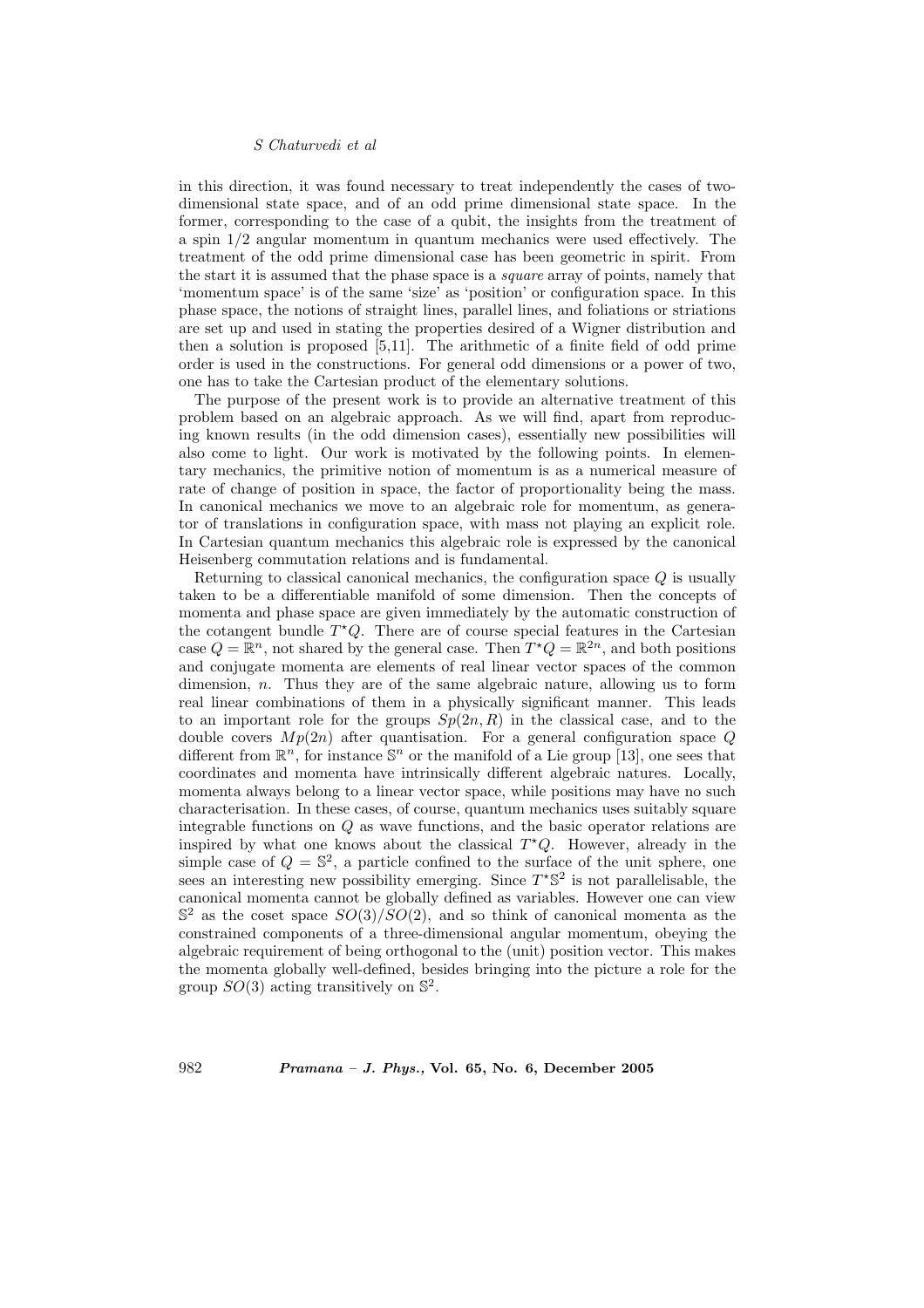in this direction, it was found necessary to treat independently the cases of two-dimensional state space, and of an odd prime dimensional state space. In the former, corresponding to the case of a qubit, the insights from the treatment of a spin 1/2 angular momentum in quantum mechanics were used effectively. The treatment of the odd prime dimensional case has been geometric in spirit. From the start it is assumed that the phase space is a *square* array of points, namely that 'momentum space' is of the same 'size' as 'position' or configuration space. In this phase space, the notions of straight lines, parallel lines, and foliations or striations are set up and used in stating the properties desired of a Wigner distribution and then a solution is proposed [5,11]. The arithmetic of a finite field of odd prime order is used in the constructions. For general odd dimensions or a power of two, one has to take the Cartesian product of the elementary solutions.

The purpose of the present work is to provide an alternative treatment of this problem based on an algebraic approach. As we will find, apart from reproducing known results (in the odd dimension cases), essentially new possibilities will also come to light. Our work is motivated by the following points. In elementary mechanics, the primitive notion of momentum is as a numerical measure of rate of change of position in space, the factor of proportionality being the mass. In canonical mechanics we move to an algebraic role for momentum, as generator of translations in configuration space, with mass not playing an explicit role. In Cartesian quantum mechanics this algebraic role is expressed by the canonical Heisenberg commutation relations and is fundamental.

Returning to classical canonical mechanics, the configuration space $Q$ is usually taken to be a differentiable manifold of some dimension. Then the concepts of momenta and phase space are given immediately by the automatic construction of the cotangent bundle $T^{\star}Q$. There are of course special features in the Cartesian case $Q = \mathbb{R}^n$, not shared by the general case. Then $T^{\star}Q = \mathbb{R}^{2n}$, and both positions and conjugate momenta are elements of real linear vector spaces of the common dimension, $n$. Thus they are of the same algebraic nature, allowing us to form real linear combinations of them in a physically significant manner. This leads to an important role for the groups $Sp(2n, R)$ in the classical case, and to the double covers $Mp(2n)$ after quantisation. For a general configuration space $Q$ different from $\mathbb{R}^n$, for instance $\mathbb{S}^n$ or the manifold of a Lie group [13], one sees that coordinates and momenta have intrinsically different algebraic natures. Locally, momenta always belong to a linear vector space, while positions may have no such characterisation. In these cases, of course, quantum mechanics uses suitably square integrable functions on $Q$ as wave functions, and the basic operator relations are inspired by what one knows about the classical $T^{\star}Q$. However, already in the simple case of $Q = \mathbb{S}^2$, a particle confined to the surface of the unit sphere, one sees an interesting new possibility emerging. Since $T^{\star}\mathbb{S}^2$ is not parallelisable, the canonical momenta cannot be globally defined as variables. However one can view $\mathbb{S}^2$ as the coset space $SO(3)/SO(2)$, and so think of canonical momenta as the constrained components of a three-dimensional angular momentum, obeying the algebraic requirement of being orthogonal to the (unit) position vector. This makes the momenta globally well-defined, besides bringing into the picture a role for the group $SO(3)$ acting transitively on $\mathbb{S}^2$.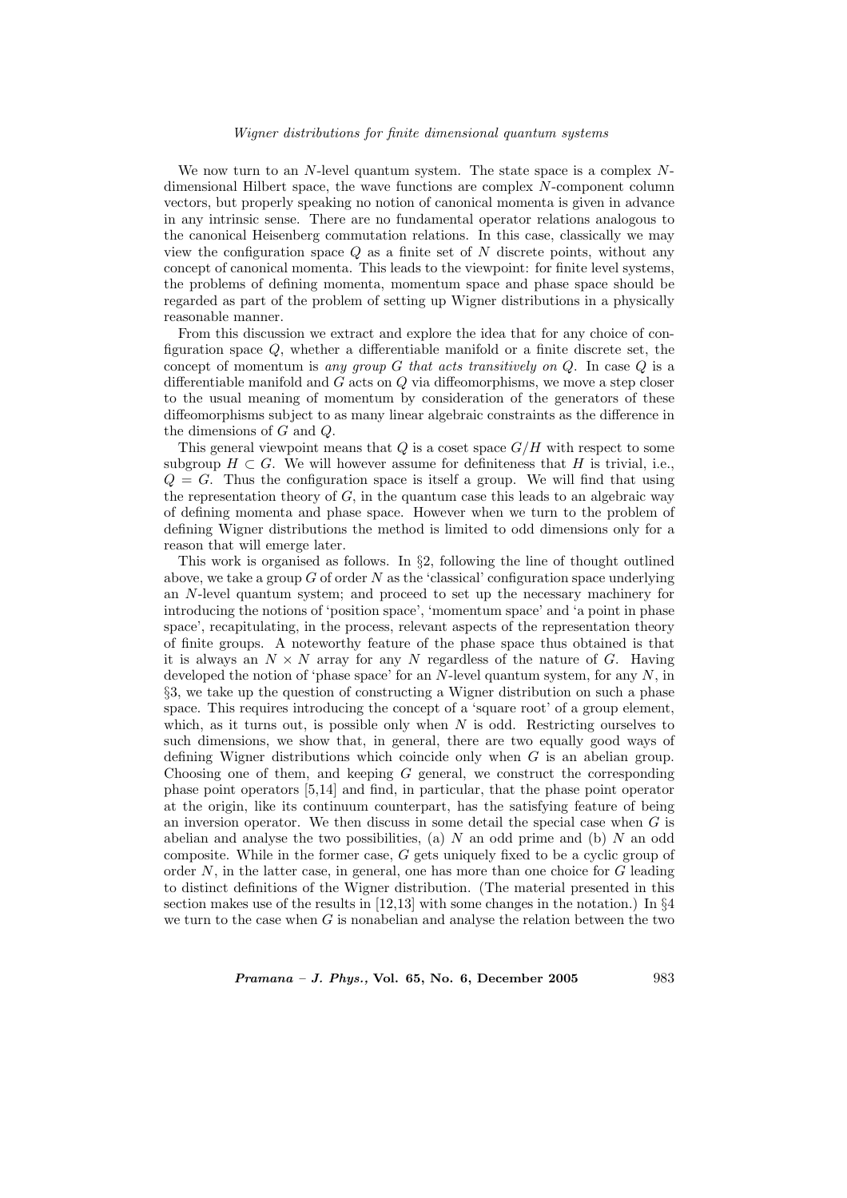We now turn to an $N$-level quantum system. The state space is a complex $N$-dimensional Hilbert space, the wave functions are complex $N$-component column vectors, but properly speaking no notion of canonical momenta is given in advance in any intrinsic sense. There are no fundamental operator relations analogous to the canonical Heisenberg commutation relations. In this case, classically we may view the configuration space $Q$ as a finite set of $N$ discrete points, without any concept of canonical momenta. This leads to the viewpoint: for finite level systems, the problems of defining momenta, momentum space and phase space should be regarded as part of the problem of setting up Wigner distributions in a physically reasonable manner.

From this discussion we extract and explore the idea that for any choice of configuration space $Q$, whether a differentiable manifold or a finite discrete set, the concept of momentum is *any group $G$ that acts transitively on $Q$*. In case $Q$ is a differentiable manifold and $G$ acts on $Q$ via diffeomorphisms, we move a step closer to the usual meaning of momentum by consideration of the generators of these diffeomorphisms subject to as many linear algebraic constraints as the difference in the dimensions of $G$ and $Q$.

This general viewpoint means that $Q$ is a coset space $G/H$ with respect to some subgroup $H \subset G$. We will however assume for definiteness that $H$ is trivial, i.e., $Q = G$. Thus the configuration space is itself a group. We will find that using the representation theory of $G$, in the quantum case this leads to an algebraic way of defining momenta and phase space. However when we turn to the problem of defining Wigner distributions the method is limited to odd dimensions only for a reason that will emerge later.

This work is organised as follows. In §2, following the line of thought outlined above, we take a group $G$ of order $N$ as the 'classical' configuration space underlying an $N$-level quantum system; and proceed to set up the necessary machinery for introducing the notions of 'position space', 'momentum space' and 'a point in phase space', recapitulating, in the process, relevant aspects of the representation theory of finite groups. A noteworthy feature of the phase space thus obtained is that it is always an $N \times N$ array for any $N$ regardless of the nature of $G$. Having developed the notion of 'phase space' for an $N$-level quantum system, for any $N$, in §3, we take up the question of constructing a Wigner distribution on such a phase space. This requires introducing the concept of a 'square root' of a group element, which, as it turns out, is possible only when $N$ is odd. Restricting ourselves to such dimensions, we show that, in general, there are two equally good ways of defining Wigner distributions which coincide only when $G$ is an abelian group. Choosing one of them, and keeping $G$ general, we construct the corresponding phase point operators [5,14] and find, in particular, that the phase point operator at the origin, like its continuum counterpart, has the satisfying feature of being an inversion operator. We then discuss in some detail the special case when $G$ is abelian and analyse the two possibilities, (a) $N$ an odd prime and (b) $N$ an odd composite. While in the former case, $G$ gets uniquely fixed to be a cyclic group of order $N$, in the latter case, in general, one has more than one choice for $G$ leading to distinct definitions of the Wigner distribution. (The material presented in this section makes use of the results in [12,13] with some changes in the notation.) In §4 we turn to the case when $G$ is nonabelian and analyse the relation between the two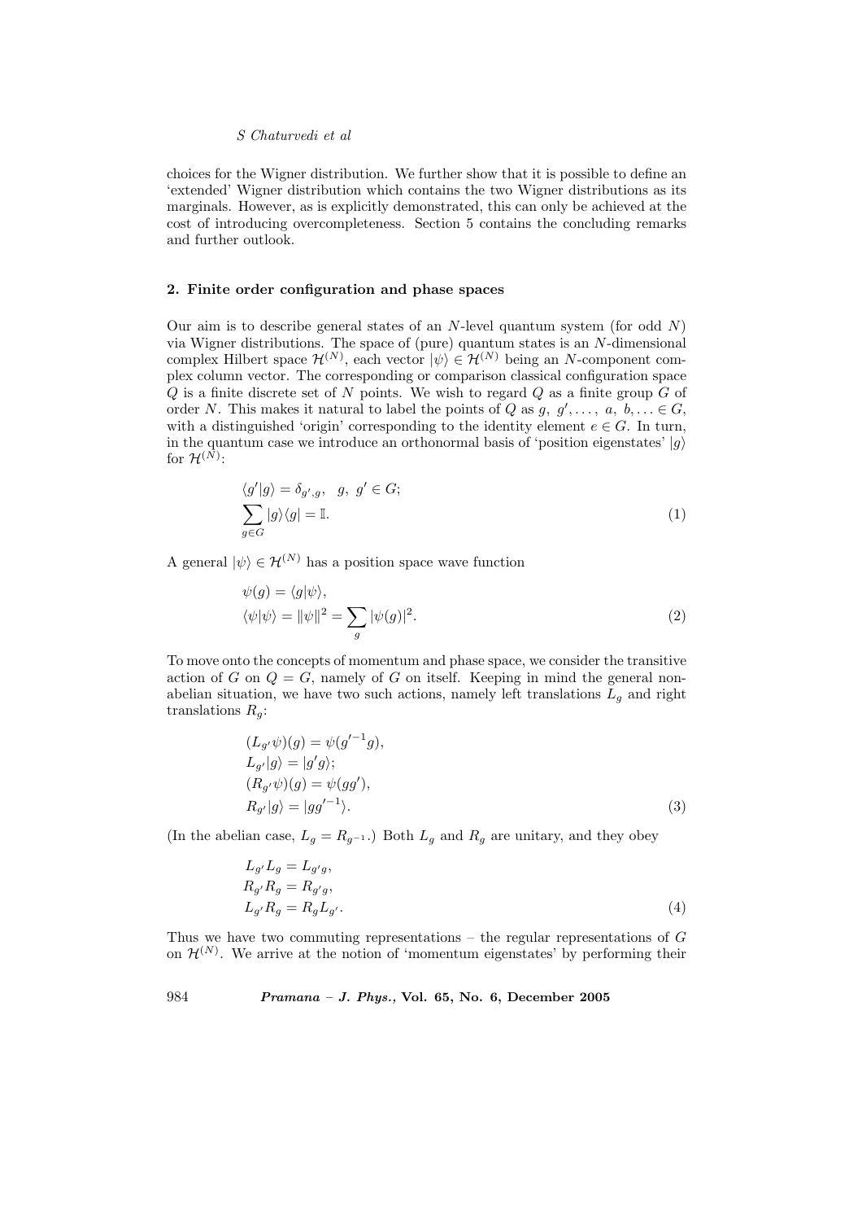choices for the Wigner distribution. We further show that it is possible to define an 'extended' Wigner distribution which contains the two Wigner distributions as its marginals. However, as is explicitly demonstrated, this can only be achieved at the cost of introducing overcompleteness. Section 5 contains the concluding remarks and further outlook.

## 2. Finite order configuration and phase spaces

Our aim is to describe general states of an $N$-level quantum system (for odd $N$) via Wigner distributions. The space of (pure) quantum states is an $N$-dimensional complex Hilbert space $\mathcal{H}^{(N)}$, each vector $|\psi\rangle \in \mathcal{H}^{(N)}$ being an $N$-component complex column vector. The corresponding or comparison classical configuration space $Q$ is a finite discrete set of $N$ points. We wish to regard $Q$ as a finite group $G$ of order $N$. This makes it natural to label the points of $Q$ as $g,\ g', \ldots,\ a,\ b, \ldots \in G$, with a distinguished 'origin' corresponding to the identity element $e \in G$. In turn, in the quantum case we introduce an orthonormal basis of 'position eigenstates' $|g\rangle$ for $\mathcal{H}^{(N)}$:

$$
\begin{aligned}
&\langle g'|g\rangle = \delta_{g',g}, \quad g,\ g' \in G;\\
&\sum_{g\in G} |g\rangle\langle g| = \mathbb{I}.
\end{aligned}
\tag{1}
$$

A general $|\psi\rangle \in \mathcal{H}^{(N)}$ has a position space wave function

$$
\begin{aligned}
&\psi(g) = \langle g|\psi\rangle,\\
&\langle\psi|\psi\rangle = \|\psi\|^2 = \sum_{g} |\psi(g)|^2.
\end{aligned}
\tag{2}
$$

To move onto the concepts of momentum and phase space, we consider the transitive action of $G$ on $Q = G$, namely of $G$ on itself. Keeping in mind the general non-abelian situation, we have two such actions, namely left translations $L_g$ and right translations $R_g$:

$$
\begin{aligned}
&(L_{g'}\psi)(g) = \psi({g'}^{-1}g),\\
&L_{g'}|g\rangle = |g'g\rangle;\\
&(R_{g'}\psi)(g) = \psi(gg'),\\
&R_{g'}|g\rangle = |g{g'}^{-1}\rangle.
\end{aligned}
\tag{3}
$$

(In the abelian case, $L_g = R_{g^{-1}}$.) Both $L_g$ and $R_g$ are unitary, and they obey

$$
\begin{aligned}
&L_{g'}L_g = L_{g'g},\\
&R_{g'}R_g = R_{g'g},\\
&L_{g'}R_g = R_gL_{g'}.
\end{aligned}
\tag{4}
$$

Thus we have two commuting representations – the regular representations of $G$ on $\mathcal{H}^{(N)}$. We arrive at the notion of 'momentum eigenstates' by performing their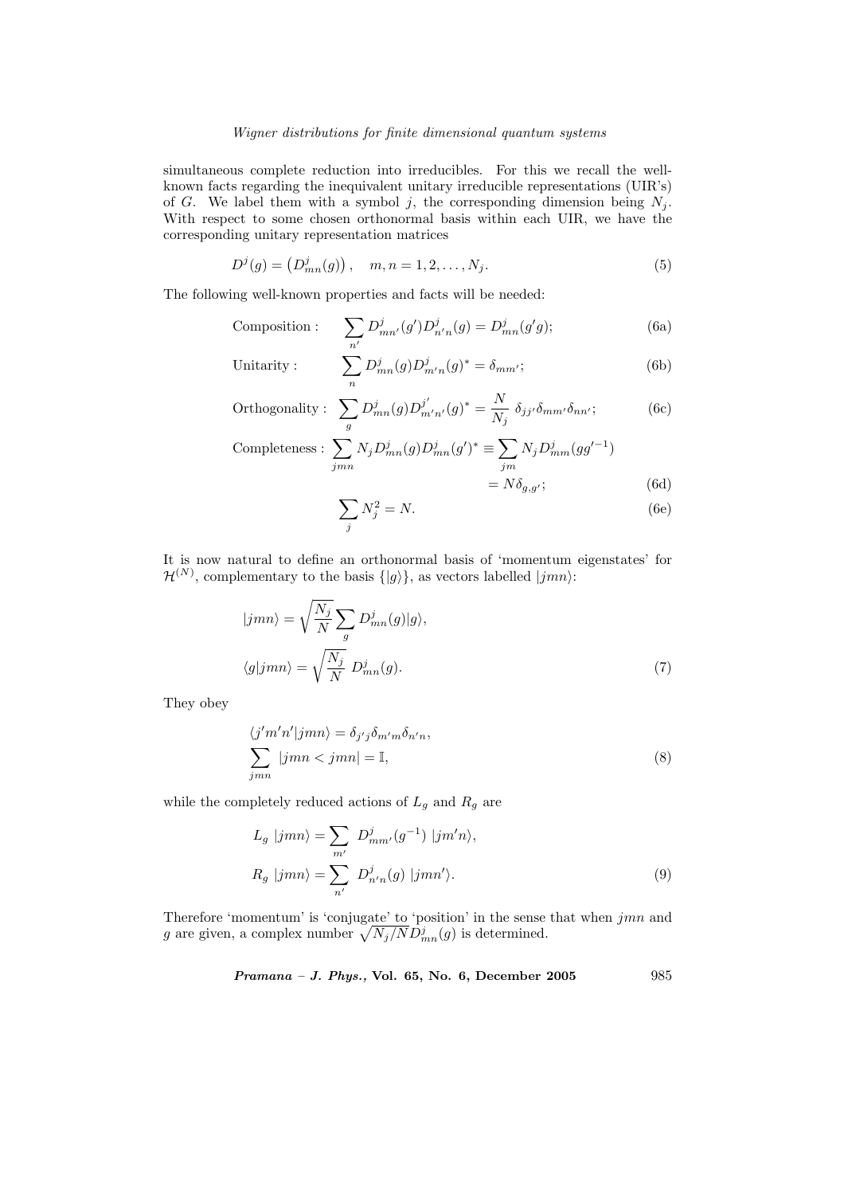simultaneous complete reduction into irreducibles. For this we recall the well-known facts regarding the inequivalent unitary irreducible representations (UIR's) of $G$. We label them with a symbol $j$, the corresponding dimension being $N_j$. With respect to some chosen orthonormal basis within each UIR, we have the corresponding unitary representation matrices

$$D^j(g) = \left(D^j_{mn}(g)\right), \quad m, n = 1, 2, \ldots, N_j. \tag{5}$$

The following well-known properties and facts will be needed:

$$\text{Composition :} \quad \sum_{n'} D^j_{mn'}(g') D^j_{n'n}(g) = D^j_{mn}(g'g); \tag{6a}$$

$$\text{Unitarity :} \quad \sum_{n} D^j_{mn}(g) D^j_{m'n}(g)^* = \delta_{mm'}; \tag{6b}$$

$$\text{Orthogonality :} \quad \sum_{g} D^j_{mn}(g) D^{j'}_{m'n'}(g)^* = \frac{N}{N_j}\, \delta_{jj'} \delta_{mm'} \delta_{nn'}; \tag{6c}$$

$$\text{Completeness :} \quad \sum_{jmn} N_j D^j_{mn}(g) D^j_{mn}(g')^* \equiv \sum_{jm} N_j D^j_{mm}(g g'^{-1}) = N \delta_{g,g'}; \tag{6d}$$

$$\sum_j N_j^2 = N. \tag{6e}$$

It is now natural to define an orthonormal basis of 'momentum eigenstates' for $\mathcal{H}^{(N)}$, complementary to the basis $\{|g\rangle\}$, as vectors labelled $|jmn\rangle$:

$$|jmn\rangle = \sqrt{\frac{N_j}{N}} \sum_g D^j_{mn}(g) |g\rangle,$$
$$\langle g|jmn\rangle = \sqrt{\frac{N_j}{N}}\; D^j_{mn}(g). \tag{7}$$

They obey

$$\langle j'm'n'|jmn\rangle = \delta_{j'j} \delta_{m'm} \delta_{n'n},$$
$$\sum_{jmn} \; |jmn < jmn| = \mathbb{I}, \tag{8}$$

while the completely reduced actions of $L_g$ and $R_g$ are

$$L_g \; |jmn\rangle = \sum_{m'} \; D^j_{mm'}(g^{-1}) \; |jm'n\rangle,$$
$$R_g \; |jmn\rangle = \sum_{n'} \; D^j_{n'n}(g) \; |jmn'\rangle. \tag{9}$$

Therefore 'momentum' is 'conjugate' to 'position' in the sense that when $jmn$ and $g$ are given, a complex number $\sqrt{N_j/N} D^j_{mn}(g)$ is determined.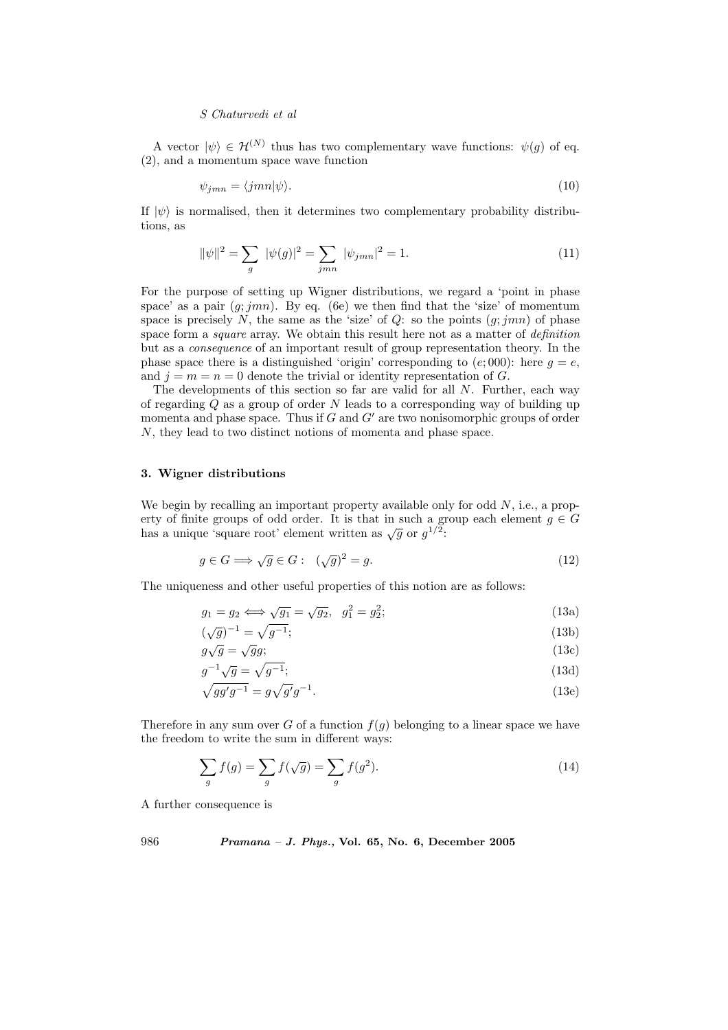A vector $|\psi\rangle \in \mathcal{H}^{(N)}$ thus has two complementary wave functions: $\psi(g)$ of eq. (2), and a momentum space wave function

$$\psi_{jmn} = \langle jmn|\psi\rangle. \tag{10}$$

If $|\psi\rangle$ is normalised, then it determines two complementary probability distributions, as

$$\|\psi\|^2 = \sum_g \; |\psi(g)|^2 = \sum_{jmn} \; |\psi_{jmn}|^2 = 1. \tag{11}$$

For the purpose of setting up Wigner distributions, we regard a 'point in phase space' as a pair $(g; jmn)$. By eq. (6e) we then find that the 'size' of momentum space is precisely $N$, the same as the 'size' of $Q$: so the points $(g; jmn)$ of phase space form a *square* array. We obtain this result here not as a matter of *definition* but as a *consequence* of an important result of group representation theory. In the phase space there is a distinguished 'origin' corresponding to $(e; 000)$: here $g = e$, and $j = m = n = 0$ denote the trivial or identity representation of $G$.

The developments of this section so far are valid for all $N$. Further, each way of regarding $Q$ as a group of order $N$ leads to a corresponding way of building up momenta and phase space. Thus if $G$ and $G'$ are two nonisomorphic groups of order $N$, they lead to two distinct notions of momenta and phase space.

### 3. Wigner distributions

We begin by recalling an important property available only for odd $N$, i.e., a property of finite groups of odd order. It is that in such a group each element $g \in G$ has a unique 'square root' element written as $\sqrt{g}$ or $g^{1/2}$:

$$g \in G \Longrightarrow \sqrt{g} \in G: \quad (\sqrt{g})^2 = g. \tag{12}$$

The uniqueness and other useful properties of this notion are as follows:

$$g_1 = g_2 \Longleftrightarrow \sqrt{g_1} = \sqrt{g_2}, \quad g_1^2 = g_2^2; \tag{13a}$$

$$(\sqrt{g})^{-1} = \sqrt{g^{-1}}; \tag{13b}$$

$$g\sqrt{g} = \sqrt{g}g; \tag{13c}$$

$$g^{-1}\sqrt{g} = \sqrt{g^{-1}}; \tag{13d}$$

$$\sqrt{gg'g^{-1}} = g\sqrt{g'}g^{-1}. \tag{13e}$$

Therefore in any sum over $G$ of a function $f(g)$ belonging to a linear space we have the freedom to write the sum in different ways:

$$\sum_g f(g) = \sum_g f(\sqrt{g}) = \sum_g f(g^2). \tag{14}$$

A further consequence is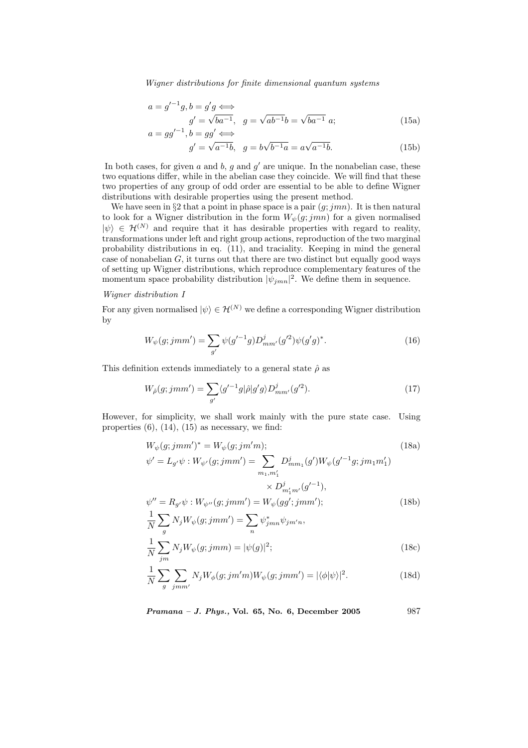$$a = {g'}^{-1}g, b = g'g \Longleftrightarrow$$
$$g' = \sqrt{ba^{-1}}, \quad g = \sqrt{ab^{-1}}b = \sqrt{ba^{-1}}\ a; \tag{15a}$$
$$a = g{g'}^{-1}, b = gg' \Longleftrightarrow$$
$$g' = \sqrt{a^{-1}b}, \quad g = b\sqrt{b^{-1}a} = a\sqrt{a^{-1}b}. \tag{15b}$$

In both cases, for given $a$ and $b$, $g$ and $g'$ are unique. In the nonabelian case, these two equations differ, while in the abelian case they coincide. We will find that these two properties of any group of odd order are essential to be able to define Wigner distributions with desirable properties using the present method.

We have seen in §2 that a point in phase space is a pair $(g; jmn)$. It is then natural to look for a Wigner distribution in the form $W_\psi(g; jmn)$ for a given normalised $|\psi\rangle \in \mathcal{H}^{(N)}$ and require that it has desirable properties with regard to reality, transformations under left and right group actions, reproduction of the two marginal probability distributions in eq. (11), and traciality. Keeping in mind the general case of nonabelian $G$, it turns out that there are two distinct but equally good ways of setting up Wigner distributions, which reproduce complementary features of the momentum space probability distribution $|\psi_{jmn}|^2$. We define them in sequence.

*Wigner distribution I*

For any given normalised $|\psi\rangle \in \mathcal{H}^{(N)}$ we define a corresponding Wigner distribution by

$$W_\psi(g; jmm') = \sum_{g'} \psi({g'}^{-1}g) D^j_{mm'}({g'}^2) \psi(g'g)^*. \tag{16}$$

This definition extends immediately to a general state $\hat{\rho}$ as

$$W_{\hat{\rho}}(g; jmm') = \sum_{g'} \langle {g'}^{-1}g|\hat{\rho}|g'g\rangle D^j_{mm'}({g'}^2). \tag{17}$$

However, for simplicity, we shall work mainly with the pure state case. Using properties (6), (14), (15) as necessary, we find:

$$W_\psi(g; jmm')^* = W_\psi(g; jm'm); \tag{18a}$$
$$\psi' = L_{g'}\psi : W_{\psi'}(g; jmm') = \sum_{m_1, m_1'} D^j_{mm_1}(g') W_\psi({g'}^{-1}g; jm_1m_1') \times D^j_{m_1'm'}({g'}^{-1}),$$
$$\psi'' = R_{g'}\psi : W_{\psi''}(g; jmm') = W_\psi(gg'; jmm'); \tag{18b}$$
$$\frac{1}{N}\sum_g N_j W_\psi(g; jmm') = \sum_n \psi^*_{jmn}\psi_{jm'n},$$
$$\frac{1}{N}\sum_{jm} N_j W_\psi(g; jmm) = |\psi(g)|^2; \tag{18c}$$
$$\frac{1}{N}\sum_g \sum_{jmm'} N_j W_\phi(g; jm'm) W_\psi(g; jmm') = |\langle\phi|\psi\rangle|^2. \tag{18d}$$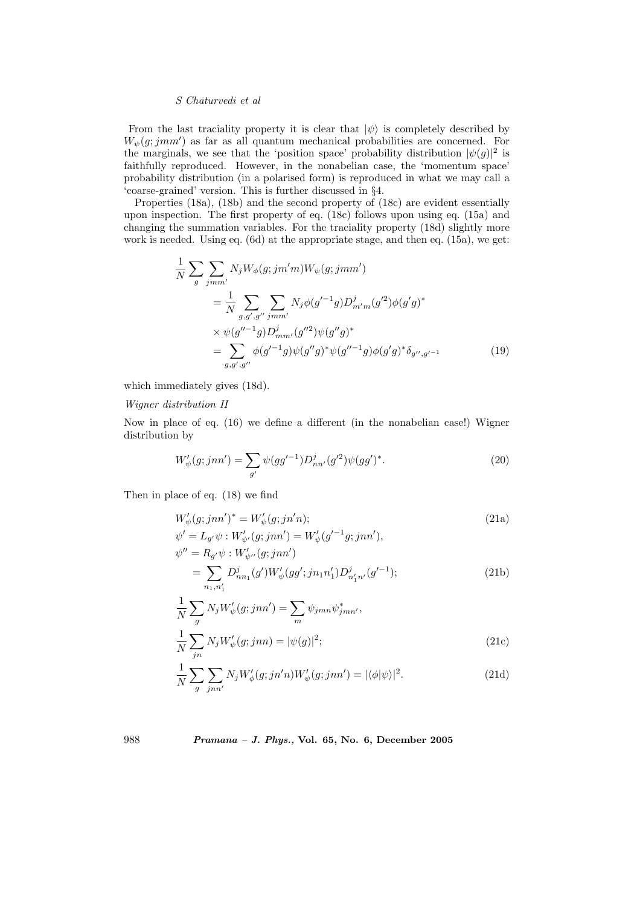From the last traciality property it is clear that $|\psi\rangle$ is completely described by $W_\psi(g; jmm')$ as far as all quantum mechanical probabilities are concerned. For the marginals, we see that the 'position space' probability distribution $|\psi(g)|^2$ is faithfully reproduced. However, in the nonabelian case, the 'momentum space' probability distribution (in a polarised form) is reproduced in what we may call a 'coarse-grained' version. This is further discussed in §4.

Properties (18a), (18b) and the second property of (18c) are evident essentially upon inspection. The first property of eq. (18c) follows upon using eq. (15a) and changing the summation variables. For the traciality property (18d) slightly more work is needed. Using eq. (6d) at the appropriate stage, and then eq. (15a), we get:

$$
\begin{aligned}
&\frac{1}{N}\sum_{g}\sum_{jmm'} N_j W_\phi(g; jm'm) W_\psi(g; jmm') \\
&\quad = \frac{1}{N}\sum_{g,g',g''}\sum_{jmm'} N_j \phi(g'^{-1}g) D^j_{m'm}(g'^2)\phi(g'g)^* \\
&\quad \times \psi(g''^{-1}g) D^j_{mm'}(g''^2)\psi(g''g)^* \\
&\quad = \sum_{g,g',g''} \phi(g'^{-1}g)\psi(g''g)^*\psi(g''^{-1}g)\phi(g'g)^*\delta_{g'',g'^{-1}} \qquad (19)
\end{aligned}
$$

which immediately gives (18d).

*Wigner distribution II*

Now in place of eq. (16) we define a different (in the nonabelian case!) Wigner distribution by

$$
W'_\psi(g; jnn') = \sum_{g'} \psi(gg'^{-1}) D^j_{nn'}(g'^2)\psi(gg')^*. \qquad (20)
$$

Then in place of eq. (18) we find

$$
W'_\psi(g; jnn')^* = W'_\psi(g; jn'n); \qquad (21a)
$$

$$
\begin{aligned}
&\psi' = L_{g'}\psi : W'_{\psi'}(g; jnn') = W'_\psi(g'^{-1}g; jnn'), \\
&\psi'' = R_{g'}\psi : W'_{\psi''}(g; jnn') \\
&\quad = \sum_{n_1,n_1'} D^j_{nn_1}(g') W'_\psi(gg'; jn_1n_1') D^j_{n_1'n'}(g'^{-1}); \qquad (21b)
\end{aligned}
$$

$$
\begin{aligned}
&\frac{1}{N}\sum_{g} N_j W'_\psi(g; jnn') = \sum_{m} \psi_{jmn}\psi^*_{jmn'}, \\
&\frac{1}{N}\sum_{jn} N_j W'_\psi(g; jnn) = |\psi(g)|^2; \qquad (21c)
\end{aligned}
$$

$$
\frac{1}{N}\sum_{g}\sum_{jnn'} N_j W'_\phi(g; jn'n) W'_\psi(g; jnn') = |\langle\phi|\psi\rangle|^2. \qquad (21d)
$$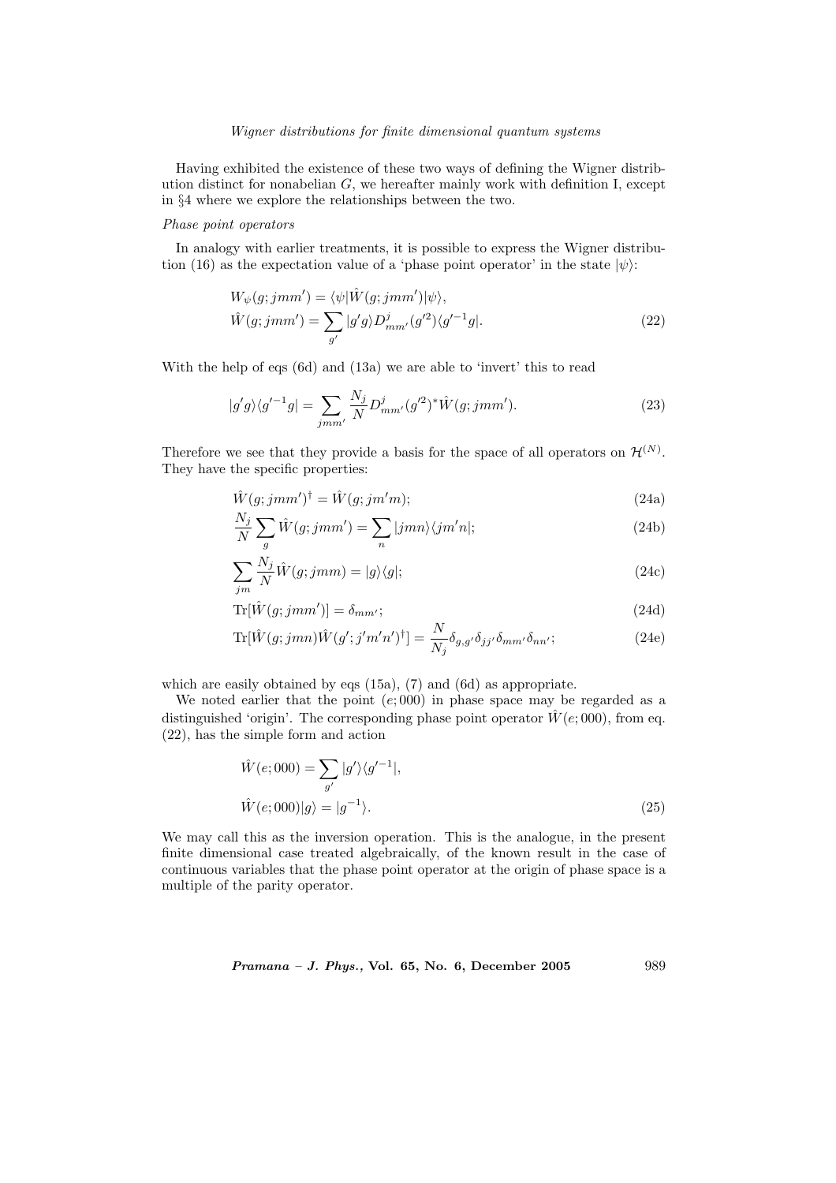Having exhibited the existence of these two ways of defining the Wigner distribution distinct for nonabelian $G$, we hereafter mainly work with definition I, except in §4 where we explore the relationships between the two.

*Phase point operators*

In analogy with earlier treatments, it is possible to express the Wigner distribution (16) as the expectation value of a 'phase point operator' in the state $|\psi\rangle$:

$$
\begin{aligned}
&W_\psi(g; jmm') = \langle\psi|\hat{W}(g; jmm')|\psi\rangle, \\
&\hat{W}(g; jmm') = \sum_{g'} |g'g\rangle D^j_{mm'}(g'^2)\langle g'^{-1}g|.
\end{aligned} \tag{22}
$$

With the help of eqs (6d) and (13a) we are able to 'invert' this to read

$$
|g'g\rangle\langle g'^{-1}g| = \sum_{jmm'} \frac{N_j}{N} D^j_{mm'}(g'^2)^* \hat{W}(g; jmm'). \tag{23}
$$

Therefore we see that they provide a basis for the space of all operators on $\mathcal{H}^{(N)}$. They have the specific properties:

$$
\hat{W}(g; jmm')^\dagger = \hat{W}(g; jm'm); \tag{24a}
$$

$$
\frac{N_j}{N}\sum_g \hat{W}(g; jmm') = \sum_n |jmn\rangle\langle jm'n|; \tag{24b}
$$

$$
\sum_{jm} \frac{N_j}{N}\hat{W}(g; jmm) = |g\rangle\langle g|; \tag{24c}
$$

$$
\mathrm{Tr}[\hat{W}(g; jmm')] = \delta_{mm'}; \tag{24d}
$$

$$
\mathrm{Tr}[\hat{W}(g; jmn)\hat{W}(g'; j'm'n')^\dagger] = \frac{N}{N_j}\delta_{g,g'}\delta_{jj'}\delta_{mm'}\delta_{nn'}; \tag{24e}
$$

which are easily obtained by eqs (15a), (7) and (6d) as appropriate.

We noted earlier that the point $(e; 000)$ in phase space may be regarded as a distinguished 'origin'. The corresponding phase point operator $\hat{W}(e; 000)$, from eq. (22), has the simple form and action

$$
\begin{aligned}
&\hat{W}(e; 000) = \sum_{g'} |g'\rangle\langle g'^{-1}|, \\
&\hat{W}(e; 000)|g\rangle = |g^{-1}\rangle.
\end{aligned} \tag{25}
$$

We may call this as the inversion operation. This is the analogue, in the present finite dimensional case treated algebraically, of the known result in the case of continuous variables that the phase point operator at the origin of phase space is a multiple of the parity operator.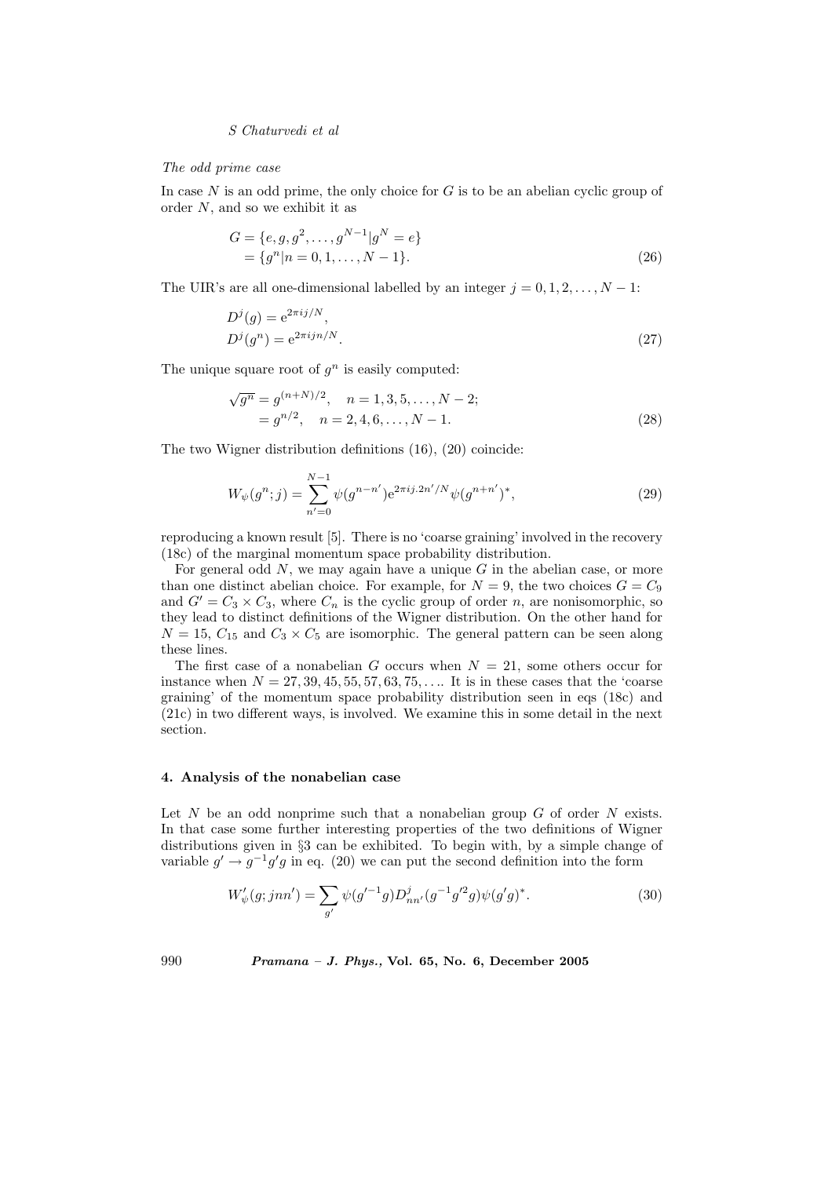*The odd prime case*

In case $N$ is an odd prime, the only choice for $G$ is to be an abelian cyclic group of order $N$, and so we exhibit it as

$$
\begin{aligned}
G &= \{e, g, g^2, \ldots, g^{N-1} | g^N = e\} \\
&= \{g^n | n = 0, 1, \ldots, N-1\}.
\end{aligned} \tag{26}
$$

The UIR's are all one-dimensional labelled by an integer $j = 0, 1, 2, \ldots, N-1$:

$$
\begin{aligned}
D^j(g) &= \mathrm{e}^{2\pi i j/N}, \\
D^j(g^n) &= \mathrm{e}^{2\pi i j n/N}.
\end{aligned} \tag{27}
$$

The unique square root of $g^n$ is easily computed:

$$
\begin{aligned}
\sqrt{g^n} &= g^{(n+N)/2}, \quad n = 1, 3, 5, \ldots, N-2; \\
&= g^{n/2}, \quad n = 2, 4, 6, \ldots, N-1.
\end{aligned} \tag{28}
$$

The two Wigner distribution definitions (16), (20) coincide:

$$
W_\psi(g^n; j) = \sum_{n'=0}^{N-1} \psi(g^{n-n'}) \mathrm{e}^{2\pi i j.2n'/N} \psi(g^{n+n'})^*, \tag{29}
$$

reproducing a known result [5]. There is no 'coarse graining' involved in the recovery (18c) of the marginal momentum space probability distribution.

For general odd $N$, we may again have a unique $G$ in the abelian case, or more than one distinct abelian choice. For example, for $N = 9$, the two choices $G = C_9$ and $G' = C_3 \times C_3$, where $C_n$ is the cyclic group of order $n$, are nonisomorphic, so they lead to distinct definitions of the Wigner distribution. On the other hand for $N = 15$, $C_{15}$ and $C_3 \times C_5$ are isomorphic. The general pattern can be seen along these lines.

The first case of a nonabelian $G$ occurs when $N = 21$, some others occur for instance when $N = 27, 39, 45, 55, 57, 63, 75, \ldots$. It is in these cases that the 'coarse graining' of the momentum space probability distribution seen in eqs (18c) and (21c) in two different ways, is involved. We examine this in some detail in the next section.

## 4. Analysis of the nonabelian case

Let $N$ be an odd nonprime such that a nonabelian group $G$ of order $N$ exists. In that case some further interesting properties of the two definitions of Wigner distributions given in §3 can be exhibited. To begin with, by a simple change of variable $g' \to g^{-1} g' g$ in eq. (20) we can put the second definition into the form

$$
W'_\psi(g; jnn') = \sum_{g'} \psi(g'^{-1} g) D^j_{nn'}(g^{-1} g'^2 g) \psi(g' g)^*. \tag{30}
$$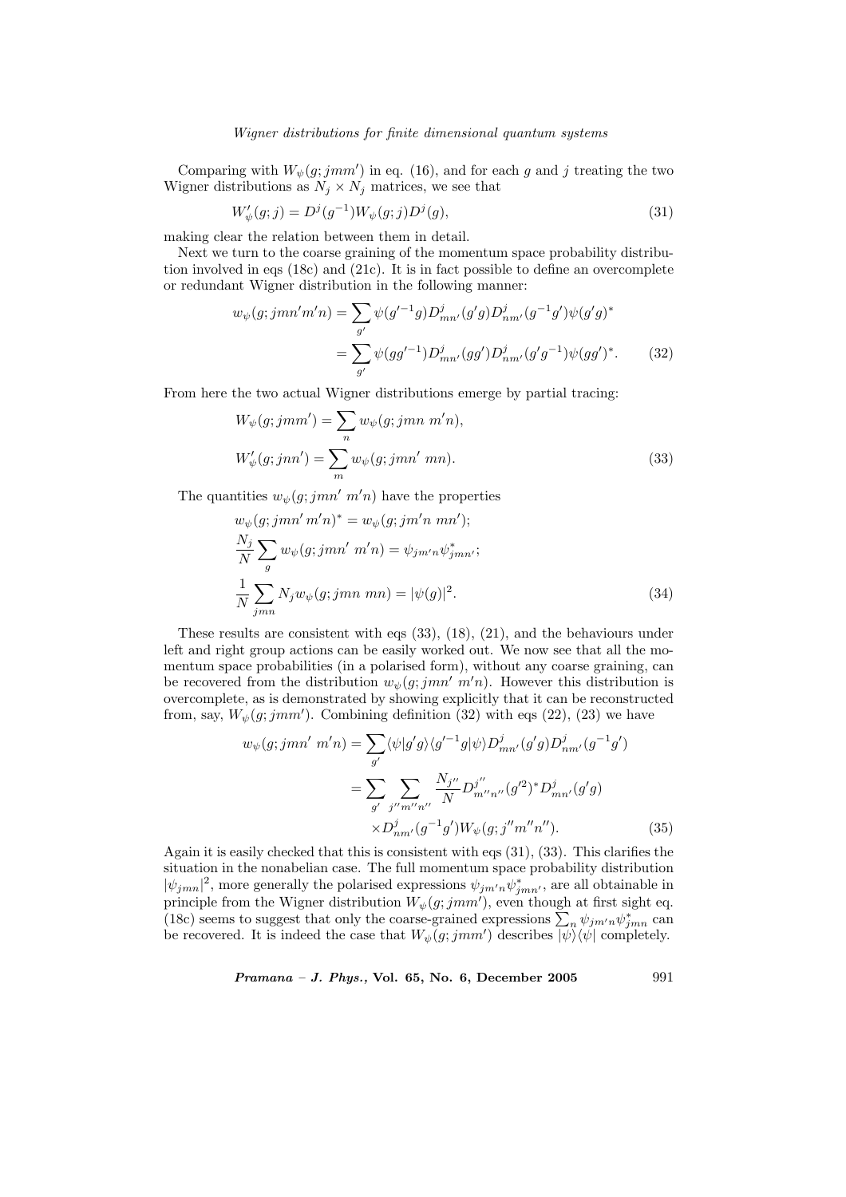Comparing with $W_\psi(g; jmm')$ in eq. (16), and for each $g$ and $j$ treating the two Wigner distributions as $N_j \times N_j$ matrices, we see that

$$W'_\psi(g; j) = D^j(g^{-1}) W_\psi(g; j) D^j(g), \tag{31}$$

making clear the relation between them in detail.

Next we turn to the coarse graining of the momentum space probability distribution involved in eqs (18c) and (21c). It is in fact possible to define an overcomplete or redundant Wigner distribution in the following manner:

$$\begin{aligned} w_\psi(g; jmn'm'n) &= \sum_{g'} \psi(g'^{-1}g) D^j_{mn'}(g'g) D^j_{nm'}(g^{-1}g') \psi(g'g)^* \\ &= \sum_{g'} \psi(gg'^{-1}) D^j_{mn'}(gg') D^j_{nm'}(g'g^{-1}) \psi(gg')^*. \end{aligned} \tag{32}$$

From here the two actual Wigner distributions emerge by partial tracing:

$$\begin{aligned} W_\psi(g; jmm') &= \sum_n w_\psi(g; jmn\; m'n), \\ W'_\psi(g; jnn') &= \sum_m w_\psi(g; jmn'\; mn). \end{aligned} \tag{33}$$

The quantities $w_\psi(g; jmn'\; m'n)$ have the properties

$$\begin{aligned} & w_\psi(g; jmn'\; m'n)^* = w_\psi(g; jm'n\; mn'); \\ & \frac{N_j}{N} \sum_g w_\psi(g; jmn'\; m'n) = \psi_{jm'n} \psi^*_{jmn'}; \\ & \frac{1}{N} \sum_{jmn} N_j w_\psi(g; jmn\; mn) = |\psi(g)|^2. \end{aligned} \tag{34}$$

These results are consistent with eqs (33), (18), (21), and the behaviours under left and right group actions can be easily worked out. We now see that all the momentum space probabilities (in a polarised form), without any coarse graining, can be recovered from the distribution $w_\psi(g; jmn'\; m'n)$. However this distribution is overcomplete, as is demonstrated by showing explicitly that it can be reconstructed from, say, $W_\psi(g; jmm')$. Combining definition (32) with eqs (22), (23) we have

$$\begin{aligned} w_\psi(g; jmn'\; m'n) &= \sum_{g'} \langle \psi | g'g \rangle \langle g'^{-1}g | \psi \rangle D^j_{mn'}(g'g) D^j_{nm'}(g^{-1}g') \\ &= \sum_{g'} \sum_{j''m''n''} \frac{N_{j''}}{N} D^{j''}_{m''n''}(g'^2)^* D^j_{mn'}(g'g) \\ &\quad \times D^j_{nm'}(g^{-1}g') W_\psi(g; j''m''n''). \end{aligned} \tag{35}$$

Again it is easily checked that this is consistent with eqs (31), (33). This clarifies the situation in the nonabelian case. The full momentum space probability distribution $|\psi_{jmn}|^2$, more generally the polarised expressions $\psi_{jm'n}\psi^*_{jmn'}$, are all obtainable in principle from the Wigner distribution $W_\psi(g; jmm')$, even though at first sight eq. (18c) seems to suggest that only the coarse-grained expressions $\sum_n \psi_{jm'n}\psi^*_{jmn}$ can be recovered. It is indeed the case that $W_\psi(g; jmm')$ describes $|\psi\rangle\langle\psi|$ completely.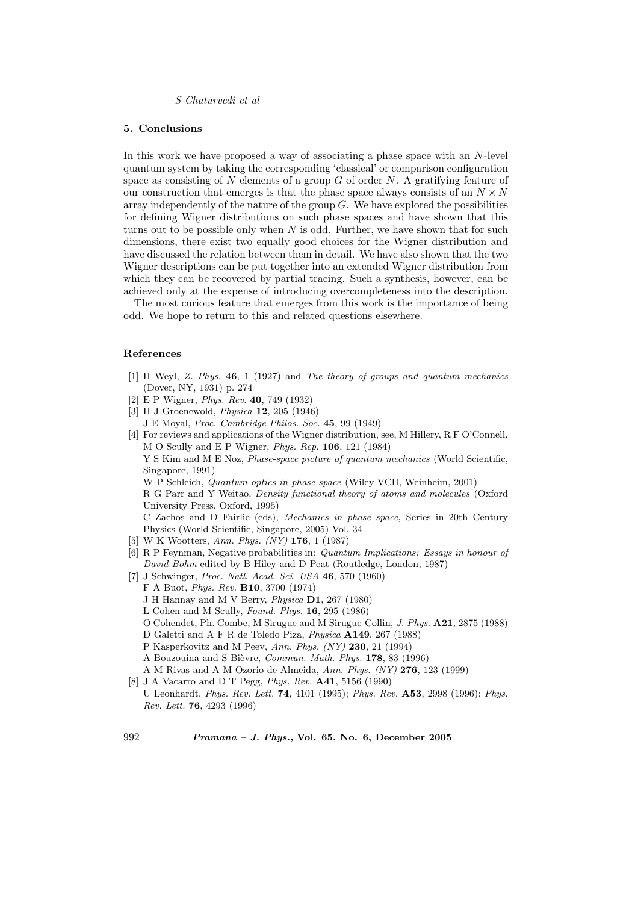## 5. Conclusions

In this work we have proposed a way of associating a phase space with an $N$-level quantum system by taking the corresponding 'classical' or comparison configuration space as consisting of $N$ elements of a group $G$ of order $N$. A gratifying feature of our construction that emerges is that the phase space always consists of an $N \times N$ array independently of the nature of the group $G$. We have explored the possibilities for defining Wigner distributions on such phase spaces and have shown that this turns out to be possible only when $N$ is odd. Further, we have shown that for such dimensions, there exist two equally good choices for the Wigner distribution and have discussed the relation between them in detail. We have also shown that the two Wigner descriptions can be put together into an extended Wigner distribution from which they can be recovered by partial tracing. Such a synthesis, however, can be achieved only at the expense of introducing overcompleteness into the description.

The most curious feature that emerges from this work is the importance of being odd. We hope to return to this and related questions elsewhere.

## References

[1] H Weyl, *Z. Phys.* **46**, 1 (1927) and *The theory of groups and quantum mechanics* (Dover, NY, 1931) p. 274

[2] E P Wigner, *Phys. Rev.* **40**, 749 (1932)

[3] H J Groenewold, *Physica* **12**, 205 (1946)
J E Moyal, *Proc. Cambridge Philos. Soc.* **45**, 99 (1949)

[4] For reviews and applications of the Wigner distribution, see, M Hillery, R F O'Connell, M O Scully and E P Wigner, *Phys. Rep.* **106**, 121 (1984)
Y S Kim and M E Noz, *Phase-space picture of quantum mechanics* (World Scientific, Singapore, 1991)
W P Schleich, *Quantum optics in phase space* (Wiley-VCH, Weinheim, 2001)
R G Parr and Y Weitao, *Density functional theory of atoms and molecules* (Oxford University Press, Oxford, 1995)
C Zachos and D Fairlie (eds), *Mechanics in phase space*, Series in 20th Century Physics (World Scientific, Singapore, 2005) Vol. 34

[5] W K Wootters, *Ann. Phys. (NY)* **176**, 1 (1987)

[6] R P Feynman, Negative probabilities in: *Quantum Implications: Essays in honour of David Bohm* edited by B Hiley and D Peat (Routledge, London, 1987)

[7] J Schwinger, *Proc. Natl. Acad. Sci. USA* **46**, 570 (1960)
F A Buot, *Phys. Rev.* **B10**, 3700 (1974)
J H Hannay and M V Berry, *Physica* **D1**, 267 (1980)
L Cohen and M Scully, *Found. Phys.* **16**, 295 (1986)
O Cohendet, Ph. Combe, M Sirugue and M Sirugue-Collin, *J. Phys.* **A21**, 2875 (1988)
D Galetti and A F R de Toledo Piza, *Physica* **A149**, 267 (1988)
P Kasperkovitz and M Peev, *Ann. Phys. (NY)* **230**, 21 (1994)
A Bouzouina and S Bièvre, *Commun. Math. Phys.* **178**, 83 (1996)
A M Rivas and A M Ozorio de Almeida, *Ann. Phys. (NY)* **276**, 123 (1999)

[8] J A Vacarro and D T Pegg, *Phys. Rev.* **A41**, 5156 (1990)
U Leonhardt, *Phys. Rev. Lett.* **74**, 4101 (1995); *Phys. Rev.* **A53**, 2998 (1996); *Phys. Rev. Lett.* **76**, 4293 (1996)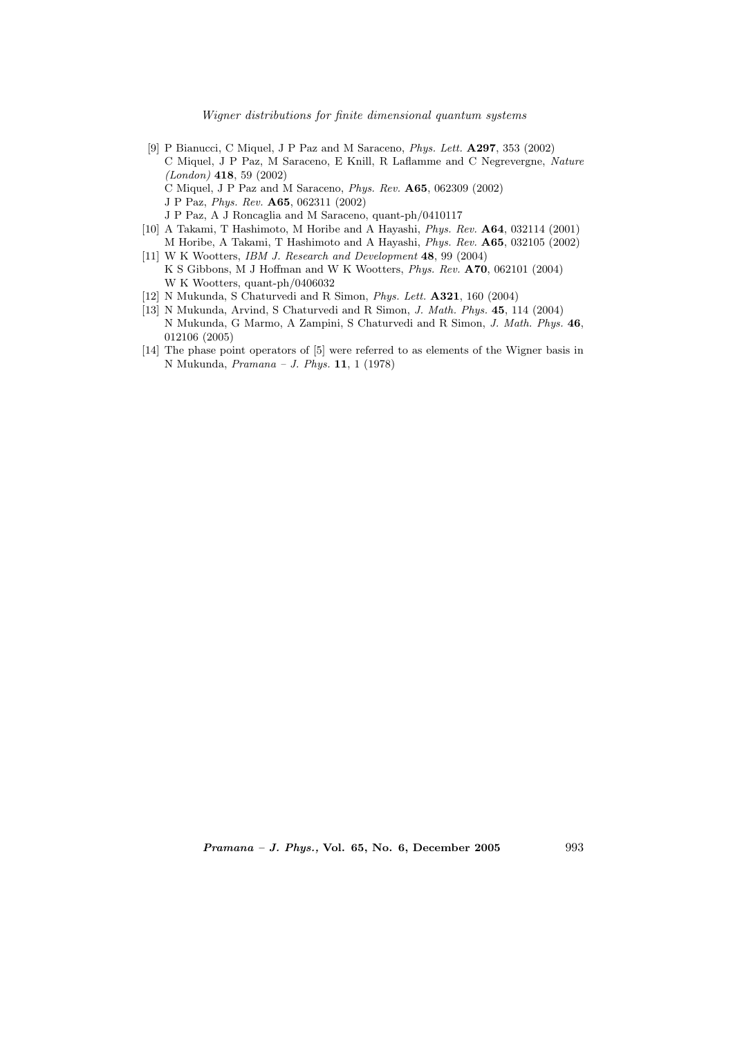[9] P Bianucci, C Miquel, J P Paz and M Saraceno, *Phys. Lett.* **A297**, 353 (2002)
C Miquel, J P Paz, M Saraceno, E Knill, R Laflamme and C Negrevergne, *Nature (London)* **418**, 59 (2002)
C Miquel, J P Paz and M Saraceno, *Phys. Rev.* **A65**, 062309 (2002)
J P Paz, *Phys. Rev.* **A65**, 062311 (2002)
J P Paz, A J Roncaglia and M Saraceno, quant-ph/0410117

[10] A Takami, T Hashimoto, M Horibe and A Hayashi, *Phys. Rev.* **A64**, 032114 (2001)
M Horibe, A Takami, T Hashimoto and A Hayashi, *Phys. Rev.* **A65**, 032105 (2002)

[11] W K Wootters, *IBM J. Research and Development* **48**, 99 (2004)
K S Gibbons, M J Hoffman and W K Wootters, *Phys. Rev.* **A70**, 062101 (2004)
W K Wootters, quant-ph/0406032

[12] N Mukunda, S Chaturvedi and R Simon, *Phys. Lett.* **A321**, 160 (2004)

[13] N Mukunda, Arvind, S Chaturvedi and R Simon, *J. Math. Phys.* **45**, 114 (2004)
N Mukunda, G Marmo, A Zampini, S Chaturvedi and R Simon, *J. Math. Phys.* **46**, 012106 (2005)

[14] The phase point operators of [5] were referred to as elements of the Wigner basis in N Mukunda, *Pramana – J. Phys.* **11**, 1 (1978)